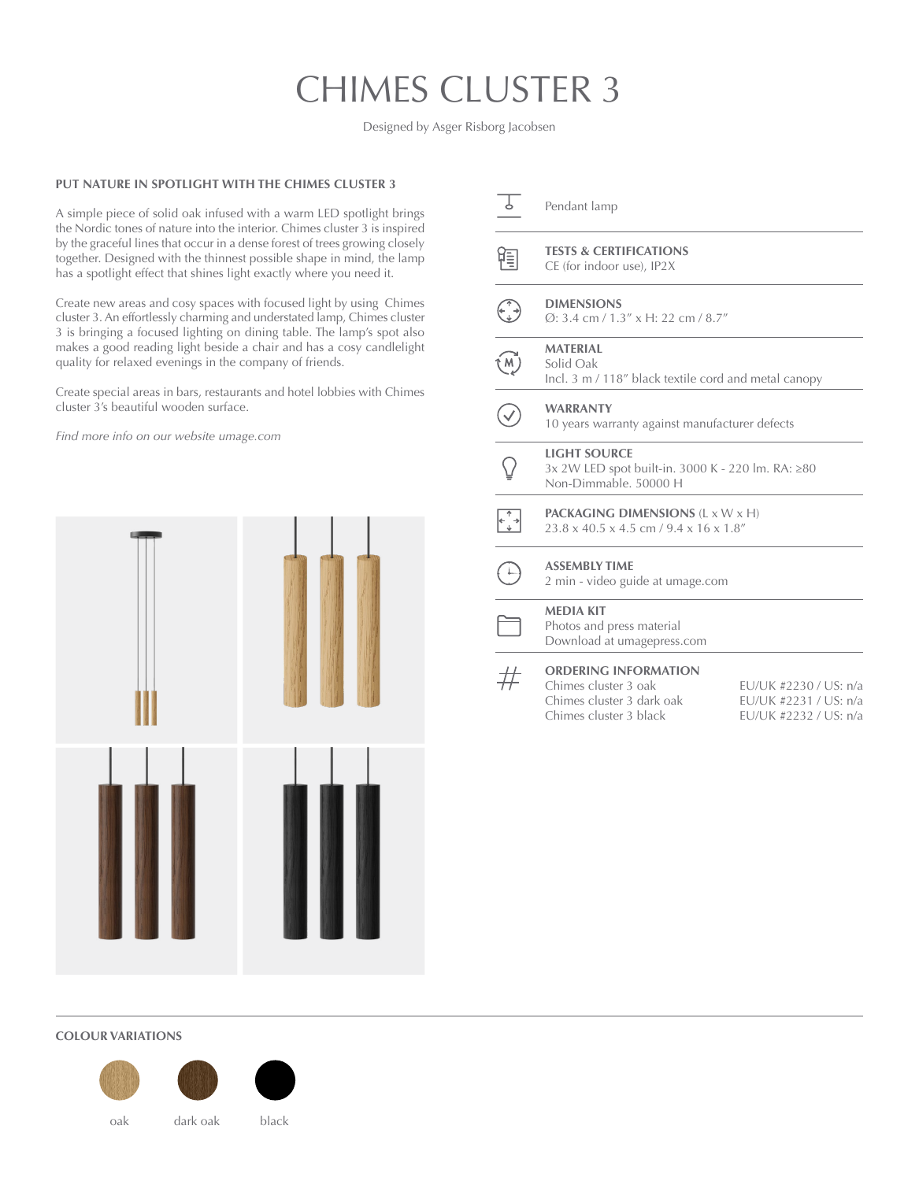# CHIMES CLUSTER 3

Designed by Asger Risborg Jacobsen

## PUT NATURE IN SPOTLIGHT WITH THE CHIMES CLUSTER 3

A simple piece of solid oak infused with a warm LED spotlight brings the Nordic tones of nature into the interior. Chimes cluster 3 is inspired by the graceful lines that occur in a dense forest of trees growing closely together. Designed with the thinnest possible shape in mind, the lamp has a spotlight effect that shines light exactly where you need it.

Create new areas and cosy spaces with focused light by using Chimes cluster 3. An effortlessly charming and understated lamp, Chimes cluster 3 is bringing a focused lighting on dining table. The lamp's spot also makes a good reading light beside a chair and has a cosy candlelight quality for relaxed evenings in the company of friends.

Create special areas in bars, restaurants and hotel lobbies with Chimes cluster 3's beautiful wooden surface.

*Find more info on our website umage.com*

Pendant lamp

**TESTS & CERTIFICATIONS**
CE (for indoor use), IP2X

**DIMENSIONS**
Ø: 3.4 cm / 1.3″ x H: 22 cm / 8.7″

**MATERIAL**
Solid Oak
Incl. 3 m / 118″ black textile cord and metal canopy

**WARRANTY**
10 years warranty against manufacturer defects

**LIGHT SOURCE**
3x 2W LED spot built-in. 3000 K - 220 lm. RA: ≥80
Non-Dimmable. 50000 H

**PACKAGING DIMENSIONS** (L x W x H)
23.8 x 40.5 x 4.5 cm / 9.4 x 16 x 1.8″

**ASSEMBLY TIME**
2 min - video guide at umage.com

**MEDIA KIT**
Photos and press material
Download at umagepress.com

**ORDERING INFORMATION**

| | |
|---|---|
| Chimes cluster 3 oak | EU/UK #2230 / US: n/a |
| Chimes cluster 3 dark oak | EU/UK #2231 / US: n/a |
| Chimes cluster 3 black | EU/UK #2232 / US: n/a |

## COLOUR VARIATIONS

oak

dark oak

black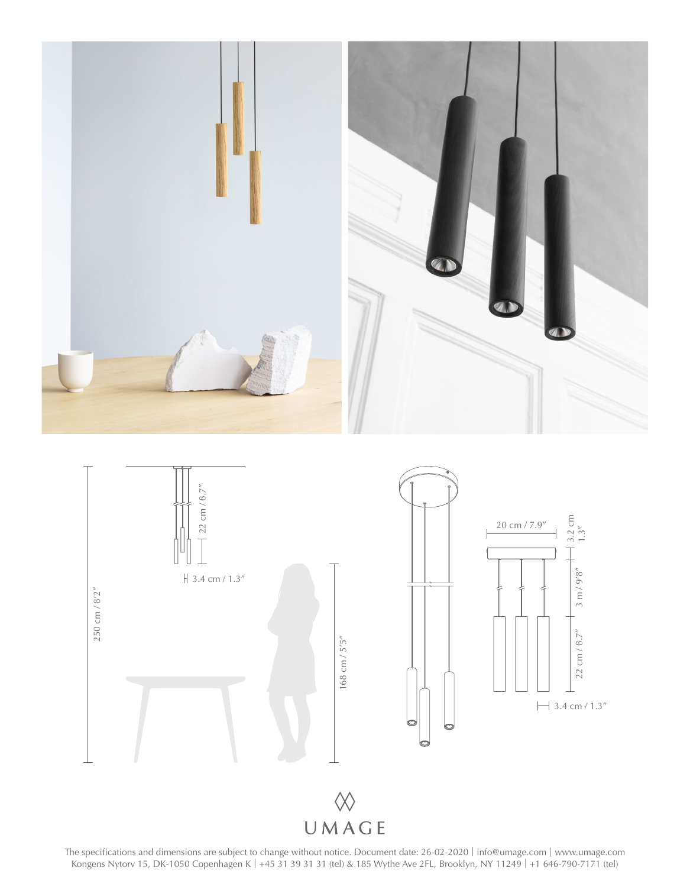250 cm / 8'2"

22 cm / 8.7"

3.4 cm / 1.3"

168 cm / 5'5"

20 cm / 7.9"

3.2 cm
1.3"

3 m / 9'8"

22 cm / 8.7"

3.4 cm / 1.3"

UMAGE

The specifications and dimensions are subject to change without notice. Document date: 26-02-2020 | info@umage.com | www.umage.com
Kongens Nytorv 15, DK-1050 Copenhagen K | +45 31 39 31 31 (tel) & 185 Wythe Ave 2FL, Brooklyn, NY 11249 | +1 646-790-7171 (tel)